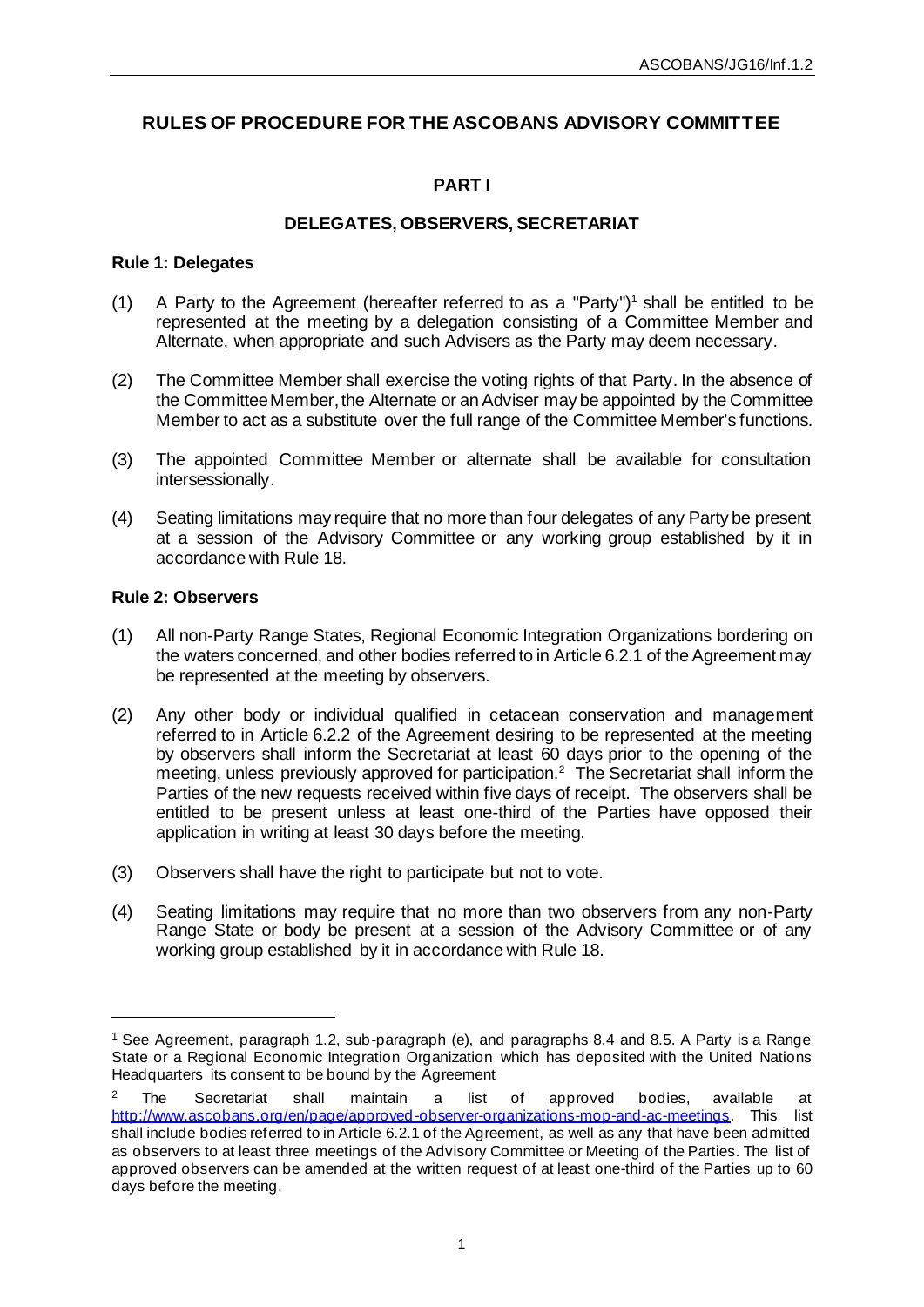# RULES OF PROCEDURE FOR THE ASCOBANS ADVISORY COMMITTEE

## PART I

## DELEGATES, OBSERVERS, SECRETARIAT

### Rule 1: Delegates

(1) A Party to the Agreement (hereafter referred to as a "Party")[1] shall be entitled to be represented at the meeting by a delegation consisting of a Committee Member and Alternate, when appropriate and such Advisers as the Party may deem necessary.

(2) The Committee Member shall exercise the voting rights of that Party. In the absence of the Committee Member, the Alternate or an Adviser may be appointed by the Committee Member to act as a substitute over the full range of the Committee Member's functions.

(3) The appointed Committee Member or alternate shall be available for consultation intersessionally.

(4) Seating limitations may require that no more than four delegates of any Party be present at a session of the Advisory Committee or any working group established by it in accordance with Rule 18.

### Rule 2: Observers

(1) All non-Party Range States, Regional Economic Integration Organizations bordering on the waters concerned, and other bodies referred to in Article 6.2.1 of the Agreement may be represented at the meeting by observers.

(2) Any other body or individual qualified in cetacean conservation and management referred to in Article 6.2.2 of the Agreement desiring to be represented at the meeting by observers shall inform the Secretariat at least 60 days prior to the opening of the meeting, unless previously approved for participation.[2] The Secretariat shall inform the Parties of the new requests received within five days of receipt. The observers shall be entitled to be present unless at least one-third of the Parties have opposed their application in writing at least 30 days before the meeting.

(3) Observers shall have the right to participate but not to vote.

(4) Seating limitations may require that no more than two observers from any non-Party Range State or body be present at a session of the Advisory Committee or of any working group established by it in accordance with Rule 18.

---

[1] See Agreement, paragraph 1.2, sub-paragraph (e), and paragraphs 8.4 and 8.5. A Party is a Range State or a Regional Economic Integration Organization which has deposited with the United Nations Headquarters its consent to be bound by the Agreement

[2] The Secretariat shall maintain a list of approved bodies, available at http://www.ascobans.org/en/page/approved-observer-organizations-mop-and-ac-meetings. This list shall include bodies referred to in Article 6.2.1 of the Agreement, as well as any that have been admitted as observers to at least three meetings of the Advisory Committee or Meeting of the Parties. The list of approved observers can be amended at the written request of at least one-third of the Parties up to 60 days before the meeting.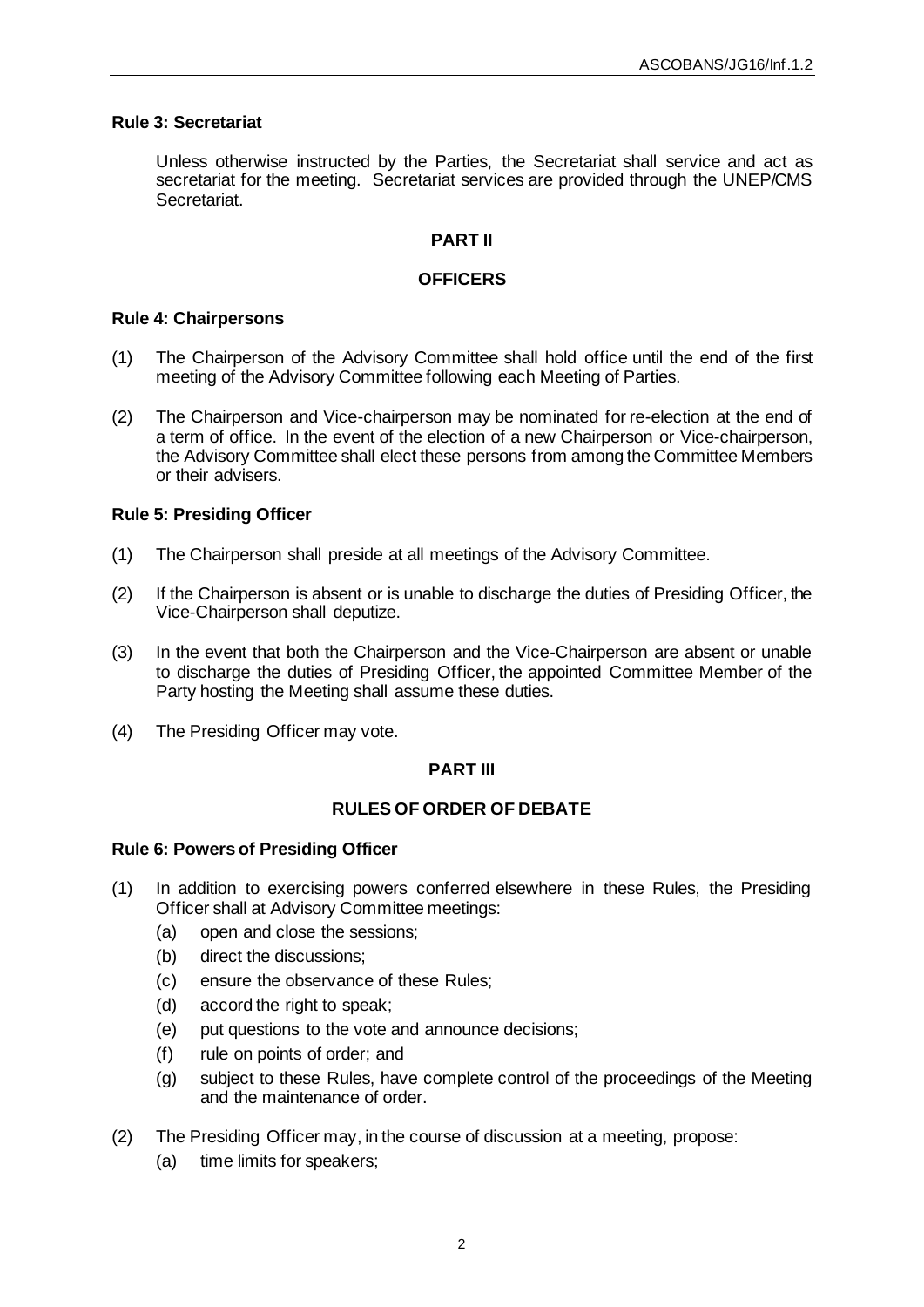### Rule 3: Secretariat

Unless otherwise instructed by the Parties, the Secretariat shall service and act as secretariat for the meeting. Secretariat services are provided through the UNEP/CMS Secretariat.

## PART II

## OFFICERS

### Rule 4: Chairpersons

(1) The Chairperson of the Advisory Committee shall hold office until the end of the first meeting of the Advisory Committee following each Meeting of Parties.

(2) The Chairperson and Vice-chairperson may be nominated for re-election at the end of a term of office. In the event of the election of a new Chairperson or Vice-chairperson, the Advisory Committee shall elect these persons from among the Committee Members or their advisers.

### Rule 5: Presiding Officer

(1) The Chairperson shall preside at all meetings of the Advisory Committee.

(2) If the Chairperson is absent or is unable to discharge the duties of Presiding Officer, the Vice-Chairperson shall deputize.

(3) In the event that both the Chairperson and the Vice-Chairperson are absent or unable to discharge the duties of Presiding Officer, the appointed Committee Member of the Party hosting the Meeting shall assume these duties.

(4) The Presiding Officer may vote.

## PART III

## RULES OF ORDER OF DEBATE

### Rule 6: Powers of Presiding Officer

(1) In addition to exercising powers conferred elsewhere in these Rules, the Presiding Officer shall at Advisory Committee meetings:
   - (a) open and close the sessions;
   - (b) direct the discussions;
   - (c) ensure the observance of these Rules;
   - (d) accord the right to speak;
   - (e) put questions to the vote and announce decisions;
   - (f) rule on points of order; and
   - (g) subject to these Rules, have complete control of the proceedings of the Meeting and the maintenance of order.

(2) The Presiding Officer may, in the course of discussion at a meeting, propose:
   - (a) time limits for speakers;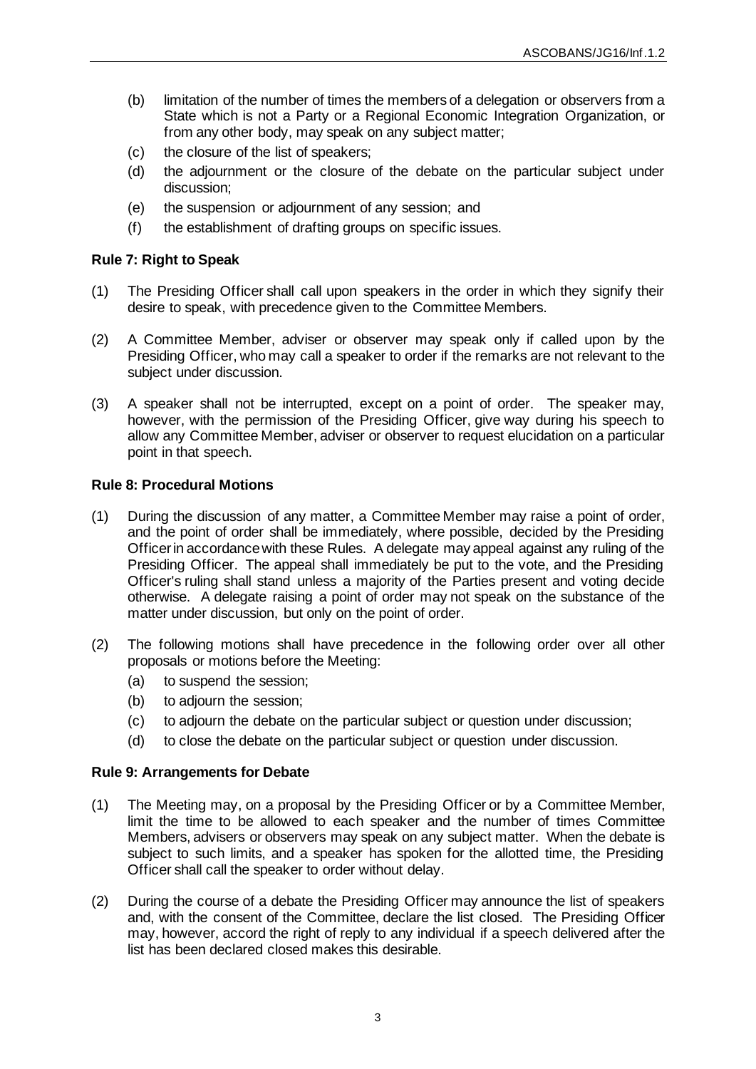(b) limitation of the number of times the members of a delegation or observers from a State which is not a Party or a Regional Economic Integration Organization, or from any other body, may speak on any subject matter;

(c) the closure of the list of speakers;

(d) the adjournment or the closure of the debate on the particular subject under discussion;

(e) the suspension or adjournment of any session; and

(f) the establishment of drafting groups on specific issues.

**Rule 7: Right to Speak**

(1) The Presiding Officer shall call upon speakers in the order in which they signify their desire to speak, with precedence given to the Committee Members.

(2) A Committee Member, adviser or observer may speak only if called upon by the Presiding Officer, who may call a speaker to order if the remarks are not relevant to the subject under discussion.

(3) A speaker shall not be interrupted, except on a point of order. The speaker may, however, with the permission of the Presiding Officer, give way during his speech to allow any Committee Member, adviser or observer to request elucidation on a particular point in that speech.

**Rule 8: Procedural Motions**

(1) During the discussion of any matter, a Committee Member may raise a point of order, and the point of order shall be immediately, where possible, decided by the Presiding Officer in accordance with these Rules. A delegate may appeal against any ruling of the Presiding Officer. The appeal shall immediately be put to the vote, and the Presiding Officer's ruling shall stand unless a majority of the Parties present and voting decide otherwise. A delegate raising a point of order may not speak on the substance of the matter under discussion, but only on the point of order.

(2) The following motions shall have precedence in the following order over all other proposals or motions before the Meeting:

   (a) to suspend the session;

   (b) to adjourn the session;

   (c) to adjourn the debate on the particular subject or question under discussion;

   (d) to close the debate on the particular subject or question under discussion.

**Rule 9: Arrangements for Debate**

(1) The Meeting may, on a proposal by the Presiding Officer or by a Committee Member, limit the time to be allowed to each speaker and the number of times Committee Members, advisers or observers may speak on any subject matter. When the debate is subject to such limits, and a speaker has spoken for the allotted time, the Presiding Officer shall call the speaker to order without delay.

(2) During the course of a debate the Presiding Officer may announce the list of speakers and, with the consent of the Committee, declare the list closed. The Presiding Officer may, however, accord the right of reply to any individual if a speech delivered after the list has been declared closed makes this desirable.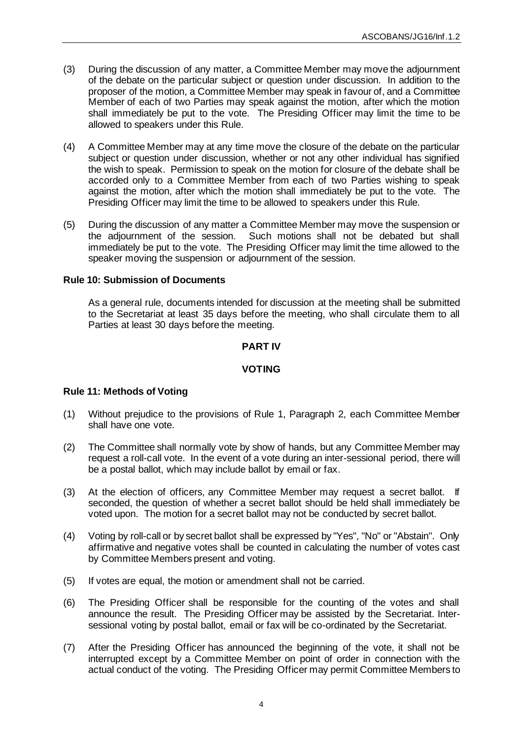(3) During the discussion of any matter, a Committee Member may move the adjournment of the debate on the particular subject or question under discussion. In addition to the proposer of the motion, a Committee Member may speak in favour of, and a Committee Member of each of two Parties may speak against the motion, after which the motion shall immediately be put to the vote. The Presiding Officer may limit the time to be allowed to speakers under this Rule.

(4) A Committee Member may at any time move the closure of the debate on the particular subject or question under discussion, whether or not any other individual has signified the wish to speak. Permission to speak on the motion for closure of the debate shall be accorded only to a Committee Member from each of two Parties wishing to speak against the motion, after which the motion shall immediately be put to the vote. The Presiding Officer may limit the time to be allowed to speakers under this Rule.

(5) During the discussion of any matter a Committee Member may move the suspension or the adjournment of the session. Such motions shall not be debated but shall immediately be put to the vote. The Presiding Officer may limit the time allowed to the speaker moving the suspension or adjournment of the session.

**Rule 10: Submission of Documents**

As a general rule, documents intended for discussion at the meeting shall be submitted to the Secretariat at least 35 days before the meeting, who shall circulate them to all Parties at least 30 days before the meeting.

**PART IV**

**VOTING**

**Rule 11: Methods of Voting**

(1) Without prejudice to the provisions of Rule 1, Paragraph 2, each Committee Member shall have one vote.

(2) The Committee shall normally vote by show of hands, but any Committee Member may request a roll-call vote. In the event of a vote during an inter-sessional period, there will be a postal ballot, which may include ballot by email or fax.

(3) At the election of officers, any Committee Member may request a secret ballot. If seconded, the question of whether a secret ballot should be held shall immediately be voted upon. The motion for a secret ballot may not be conducted by secret ballot.

(4) Voting by roll-call or by secret ballot shall be expressed by "Yes", "No" or "Abstain". Only affirmative and negative votes shall be counted in calculating the number of votes cast by Committee Members present and voting.

(5) If votes are equal, the motion or amendment shall not be carried.

(6) The Presiding Officer shall be responsible for the counting of the votes and shall announce the result. The Presiding Officer may be assisted by the Secretariat. Inter-sessional voting by postal ballot, email or fax will be co-ordinated by the Secretariat.

(7) After the Presiding Officer has announced the beginning of the vote, it shall not be interrupted except by a Committee Member on point of order in connection with the actual conduct of the voting. The Presiding Officer may permit Committee Members to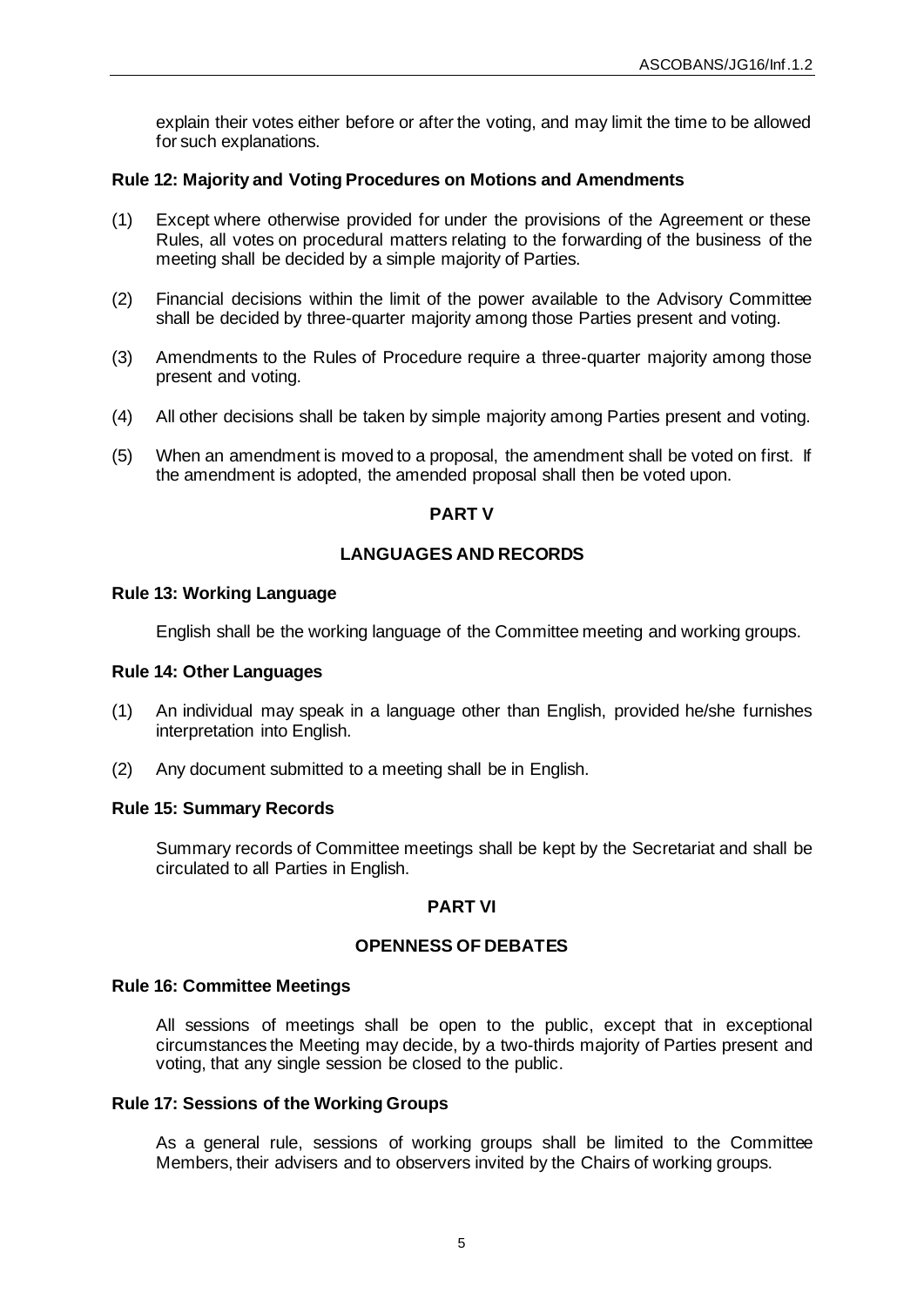explain their votes either before or after the voting, and may limit the time to be allowed for such explanations.

**Rule 12: Majority and Voting Procedures on Motions and Amendments**

(1) Except where otherwise provided for under the provisions of the Agreement or these Rules, all votes on procedural matters relating to the forwarding of the business of the meeting shall be decided by a simple majority of Parties.

(2) Financial decisions within the limit of the power available to the Advisory Committee shall be decided by three-quarter majority among those Parties present and voting.

(3) Amendments to the Rules of Procedure require a three-quarter majority among those present and voting.

(4) All other decisions shall be taken by simple majority among Parties present and voting.

(5) When an amendment is moved to a proposal, the amendment shall be voted on first. If the amendment is adopted, the amended proposal shall then be voted upon.

## PART V

## LANGUAGES AND RECORDS

**Rule 13: Working Language**

English shall be the working language of the Committee meeting and working groups.

**Rule 14: Other Languages**

(1) An individual may speak in a language other than English, provided he/she furnishes interpretation into English.

(2) Any document submitted to a meeting shall be in English.

**Rule 15: Summary Records**

Summary records of Committee meetings shall be kept by the Secretariat and shall be circulated to all Parties in English.

## PART VI

## OPENNESS OF DEBATES

**Rule 16: Committee Meetings**

All sessions of meetings shall be open to the public, except that in exceptional circumstances the Meeting may decide, by a two-thirds majority of Parties present and voting, that any single session be closed to the public.

**Rule 17: Sessions of the Working Groups**

As a general rule, sessions of working groups shall be limited to the Committee Members, their advisers and to observers invited by the Chairs of working groups.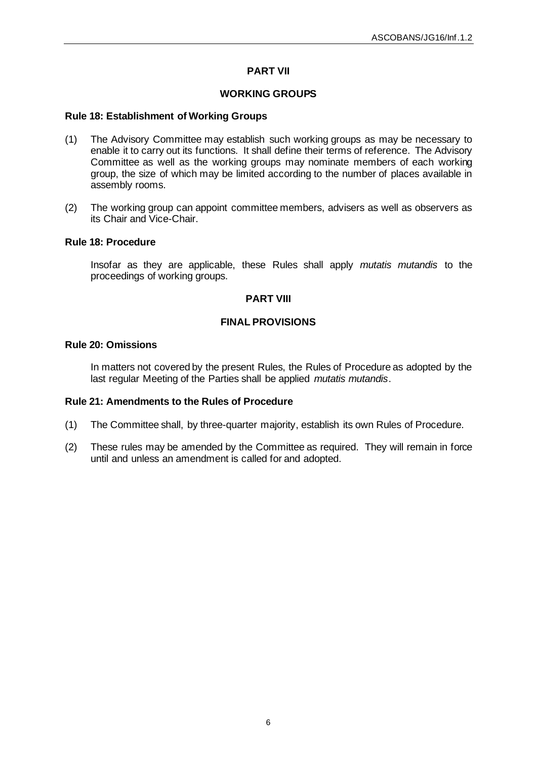## PART VII

## WORKING GROUPS

### Rule 18: Establishment of Working Groups

(1) The Advisory Committee may establish such working groups as may be necessary to enable it to carry out its functions. It shall define their terms of reference. The Advisory Committee as well as the working groups may nominate members of each working group, the size of which may be limited according to the number of places available in assembly rooms.

(2) The working group can appoint committee members, advisers as well as observers as its Chair and Vice-Chair.

### Rule 18: Procedure

Insofar as they are applicable, these Rules shall apply *mutatis mutandis* to the proceedings of working groups.

## PART VIII

## FINAL PROVISIONS

### Rule 20: Omissions

In matters not covered by the present Rules, the Rules of Procedure as adopted by the last regular Meeting of the Parties shall be applied *mutatis mutandis*.

### Rule 21: Amendments to the Rules of Procedure

(1) The Committee shall, by three-quarter majority, establish its own Rules of Procedure.

(2) These rules may be amended by the Committee as required. They will remain in force until and unless an amendment is called for and adopted.